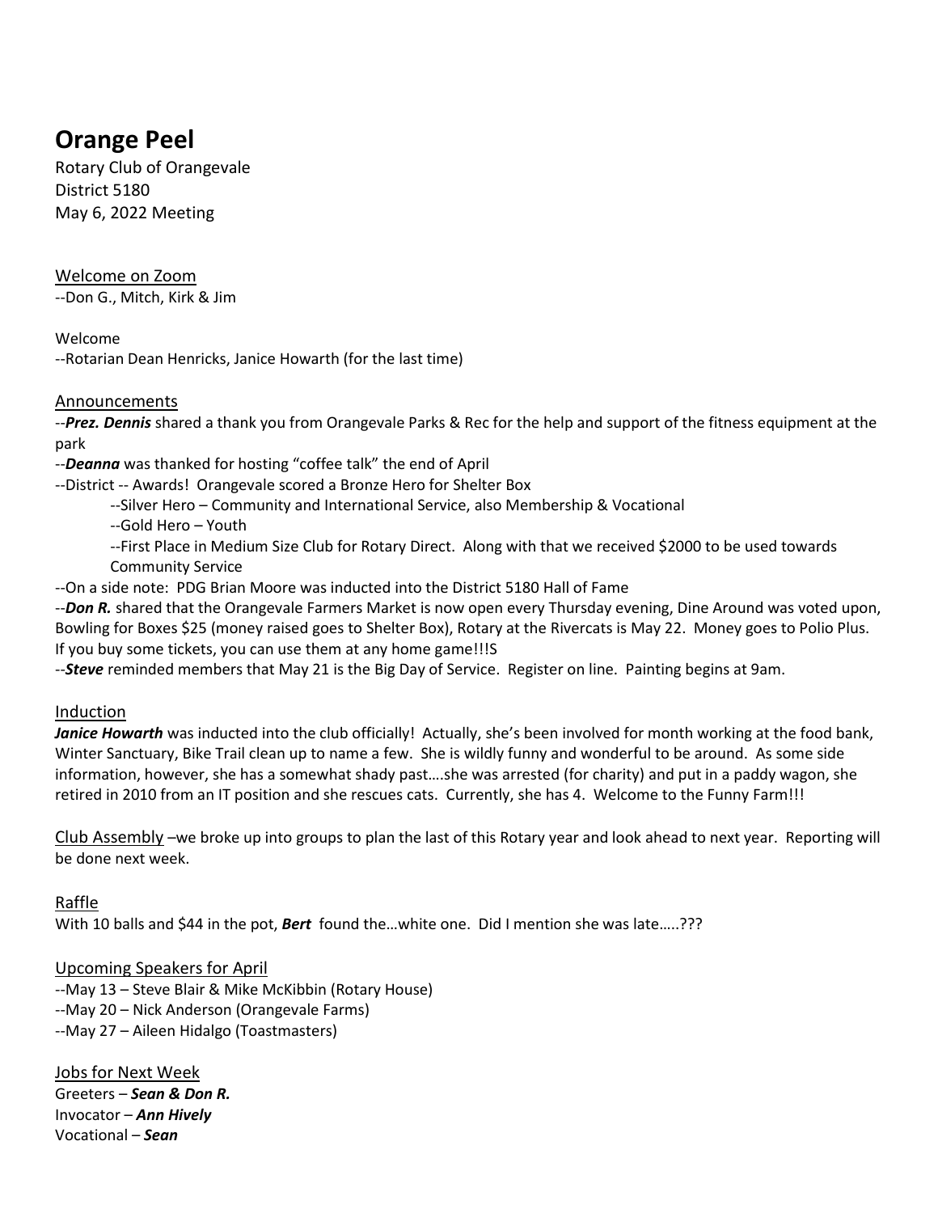# Orange Peel

Rotary Club of Orangevale
District 5180
May 6, 2022 Meeting

Welcome on Zoom
--Don G., Mitch, Kirk & Jim

Welcome
--Rotarian Dean Henricks, Janice Howarth (for the last time)

Announcements
--***Prez. Dennis*** shared a thank you from Orangevale Parks & Rec for the help and support of the fitness equipment at the park
--***Deanna*** was thanked for hosting "coffee talk" the end of April
--District -- Awards! Orangevale scored a Bronze Hero for Shelter Box
  --Silver Hero – Community and International Service, also Membership & Vocational
  --Gold Hero – Youth
  --First Place in Medium Size Club for Rotary Direct. Along with that we received $2000 to be used towards Community Service
--On a side note: PDG Brian Moore was inducted into the District 5180 Hall of Fame
--***Don R.*** shared that the Orangevale Farmers Market is now open every Thursday evening, Dine Around was voted upon, Bowling for Boxes $25 (money raised goes to Shelter Box), Rotary at the Rivercats is May 22. Money goes to Polio Plus. If you buy some tickets, you can use them at any home game!!!S
--***Steve*** reminded members that May 21 is the Big Day of Service. Register on line. Painting begins at 9am.

Induction
***Janice Howarth*** was inducted into the club officially! Actually, she's been involved for month working at the food bank, Winter Sanctuary, Bike Trail clean up to name a few. She is wildly funny and wonderful to be around. As some side information, however, she has a somewhat shady past….she was arrested (for charity) and put in a paddy wagon, she retired in 2010 from an IT position and she rescues cats. Currently, she has 4. Welcome to the Funny Farm!!!

Club Assembly –we broke up into groups to plan the last of this Rotary year and look ahead to next year. Reporting will be done next week.

Raffle
With 10 balls and $44 in the pot, ***Bert*** found the…white one. Did I mention she was late…..???

Upcoming Speakers for April
--May 13 – Steve Blair & Mike McKibbin (Rotary House)
--May 20 – Nick Anderson (Orangevale Farms)
--May 27 – Aileen Hidalgo (Toastmasters)

Jobs for Next Week
Greeters – ***Sean & Don R.***
Invocator – ***Ann Hively***
Vocational – ***Sean***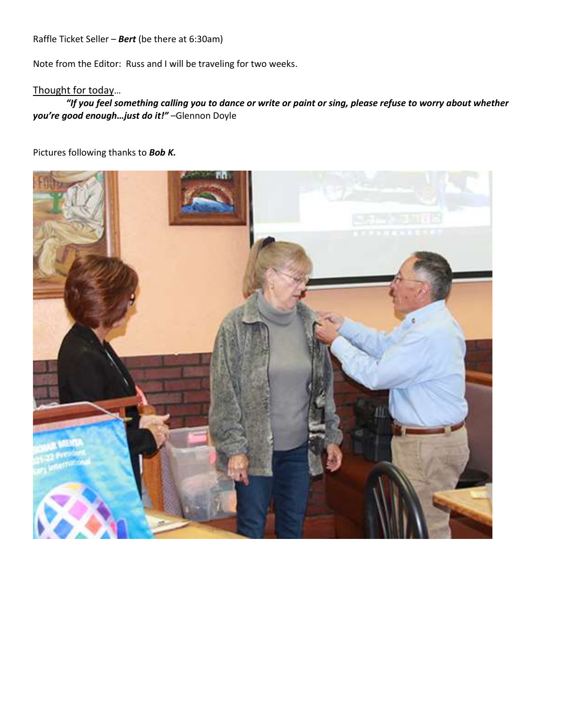Raffle Ticket Seller – ***Bert*** (be there at 6:30am)

Note from the Editor: Russ and I will be traveling for two weeks.

Thought for today…

***"If you feel something calling you to dance or write or paint or sing, please refuse to worry about whether you're good enough…just do it!"*** –Glennon Doyle

Pictures following thanks to ***Bob K.***